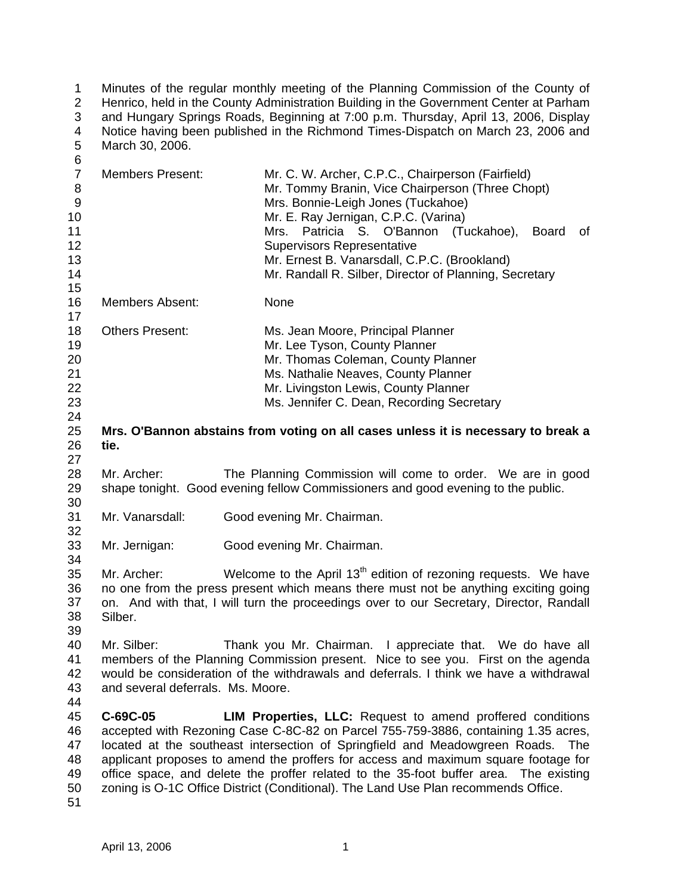Minutes of the regular monthly meeting of the Planning Commission of the County of Henrico, held in the County Administration Building in the Government Center at Parham and Hungary Springs Roads, Beginning at 7:00 p.m. Thursday, April 13, 2006, Display Notice having been published in the Richmond Times-Dispatch on March 23, 2006 and March 30, 2006.

| | |
|---|---|
| Members Present: | Mr. C. W. Archer, C.P.C., Chairperson (Fairfield) |
| | Mr. Tommy Branin, Vice Chairperson (Three Chopt) |
| | Mrs. Bonnie-Leigh Jones (Tuckahoe) |
| | Mr. E. Ray Jernigan, C.P.C. (Varina) |
| | Mrs. Patricia S. O'Bannon (Tuckahoe), Board of Supervisors Representative |
| | Mr. Ernest B. Vanarsdall, C.P.C. (Brookland) |
| | Mr. Randall R. Silber, Director of Planning, Secretary |
| Members Absent: | None |
| Others Present: | Ms. Jean Moore, Principal Planner |
| | Mr. Lee Tyson, County Planner |
| | Mr. Thomas Coleman, County Planner |
| | Ms. Nathalie Neaves, County Planner |
| | Mr. Livingston Lewis, County Planner |
| | Ms. Jennifer C. Dean, Recording Secretary |

**Mrs. O'Bannon abstains from voting on all cases unless it is necessary to break a tie.**

Mr. Archer: The Planning Commission will come to order. We are in good shape tonight. Good evening fellow Commissioners and good evening to the public.

Mr. Vanarsdall: Good evening Mr. Chairman.

Mr. Jernigan: Good evening Mr. Chairman.

Mr. Archer: Welcome to the April 13th edition of rezoning requests. We have no one from the press present which means there must not be anything exciting going on. And with that, I will turn the proceedings over to our Secretary, Director, Randall Silber.

Mr. Silber: Thank you Mr. Chairman. I appreciate that. We do have all members of the Planning Commission present. Nice to see you. First on the agenda would be consideration of the withdrawals and deferrals. I think we have a withdrawal and several deferrals. Ms. Moore.

**C-69C-05** **LIM Properties, LLC:** Request to amend proffered conditions accepted with Rezoning Case C-8C-82 on Parcel 755-759-3886, containing 1.35 acres, located at the southeast intersection of Springfield and Meadowgreen Roads. The applicant proposes to amend the proffers for access and maximum square footage for office space, and delete the proffer related to the 35-foot buffer area. The existing zoning is O-1C Office District (Conditional). The Land Use Plan recommends Office.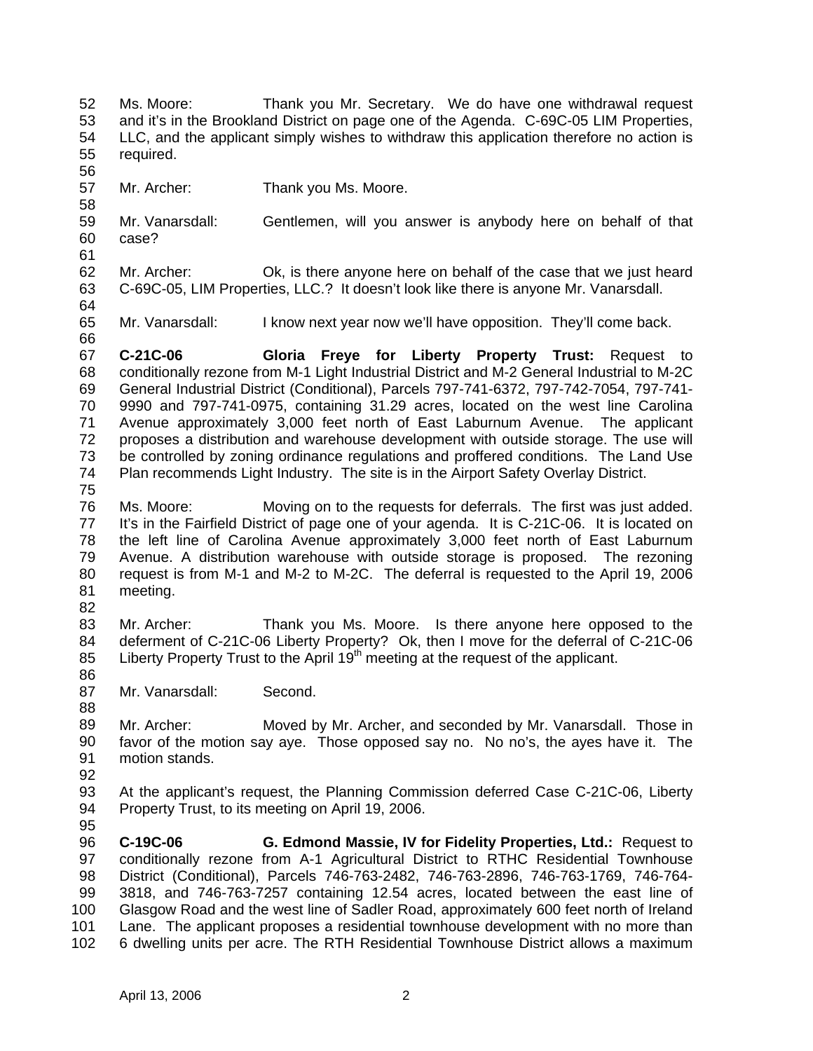Ms. Moore: Thank you Mr. Secretary. We do have one withdrawal request and it's in the Brookland District on page one of the Agenda. C-69C-05 LIM Properties, LLC, and the applicant simply wishes to withdraw this application therefore no action is required.

Mr. Archer: Thank you Ms. Moore.

Mr. Vanarsdall: Gentlemen, will you answer is anybody here on behalf of that case?

Mr. Archer: Ok, is there anyone here on behalf of the case that we just heard C-69C-05, LIM Properties, LLC.? It doesn't look like there is anyone Mr. Vanarsdall.

Mr. Vanarsdall: I know next year now we'll have opposition. They'll come back.

**C-21C-06 Gloria Freye for Liberty Property Trust:** Request to conditionally rezone from M-1 Light Industrial District and M-2 General Industrial to M-2C General Industrial District (Conditional), Parcels 797-741-6372, 797-742-7054, 797-741-9990 and 797-741-0975, containing 31.29 acres, located on the west line Carolina Avenue approximately 3,000 feet north of East Laburnum Avenue. The applicant proposes a distribution and warehouse development with outside storage. The use will be controlled by zoning ordinance regulations and proffered conditions. The Land Use Plan recommends Light Industry. The site is in the Airport Safety Overlay District.

Ms. Moore: Moving on to the requests for deferrals. The first was just added. It's in the Fairfield District of page one of your agenda. It is C-21C-06. It is located on the left line of Carolina Avenue approximately 3,000 feet north of East Laburnum Avenue. A distribution warehouse with outside storage is proposed. The rezoning request is from M-1 and M-2 to M-2C. The deferral is requested to the April 19, 2006 meeting.

Mr. Archer: Thank you Ms. Moore. Is there anyone here opposed to the deferment of C-21C-06 Liberty Property? Ok, then I move for the deferral of C-21C-06 Liberty Property Trust to the April 19th meeting at the request of the applicant.

Mr. Vanarsdall: Second.

Mr. Archer: Moved by Mr. Archer, and seconded by Mr. Vanarsdall. Those in favor of the motion say aye. Those opposed say no. No no's, the ayes have it. The motion stands.

At the applicant's request, the Planning Commission deferred Case C-21C-06, Liberty Property Trust, to its meeting on April 19, 2006.

**C-19C-06 G. Edmond Massie, IV for Fidelity Properties, Ltd.:** Request to conditionally rezone from A-1 Agricultural District to RTHC Residential Townhouse District (Conditional), Parcels 746-763-2482, 746-763-2896, 746-763-1769, 746-764-3818, and 746-763-7257 containing 12.54 acres, located between the east line of Glasgow Road and the west line of Sadler Road, approximately 600 feet north of Ireland Lane. The applicant proposes a residential townhouse development with no more than 6 dwelling units per acre. The RTH Residential Townhouse District allows a maximum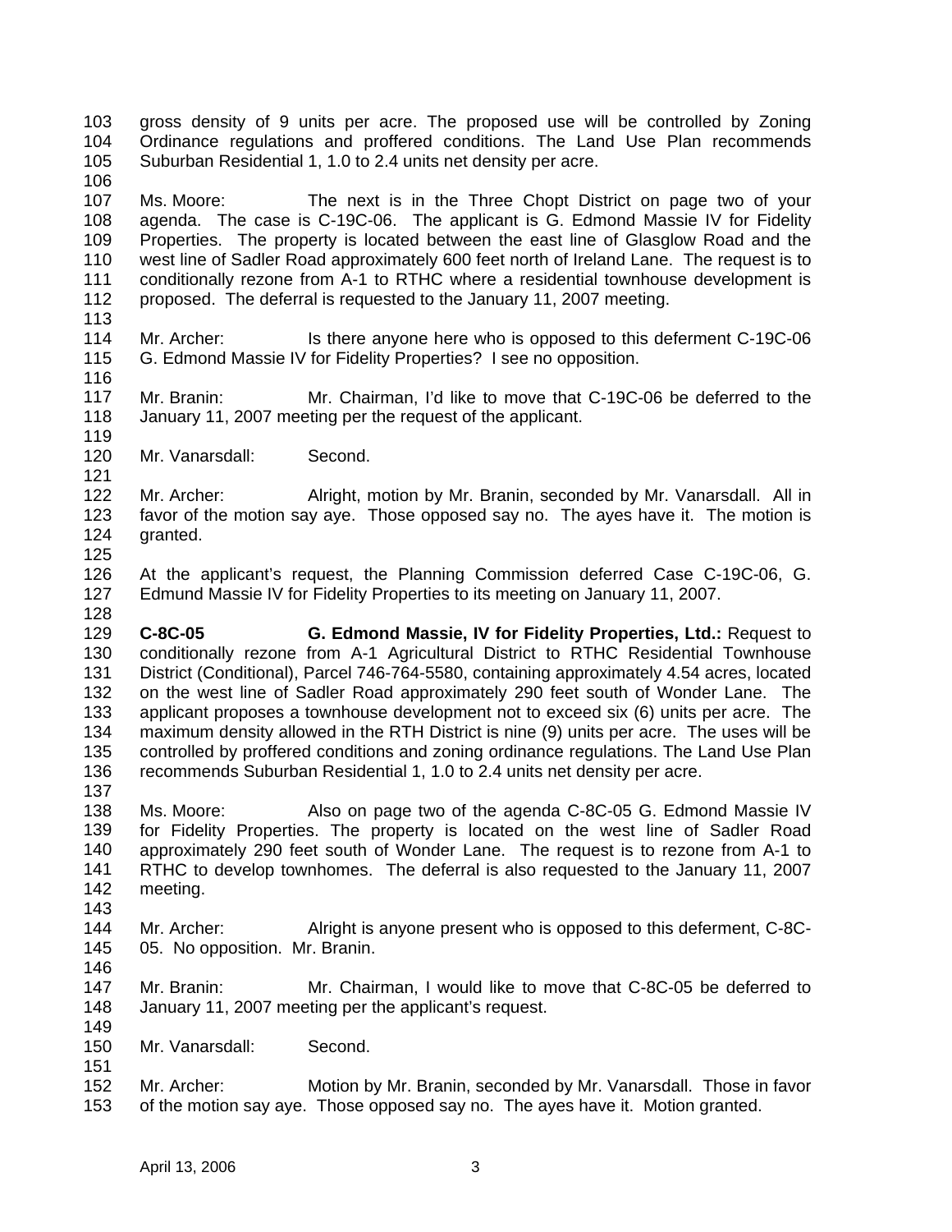gross density of 9 units per acre. The proposed use will be controlled by Zoning Ordinance regulations and proffered conditions. The Land Use Plan recommends Suburban Residential 1, 1.0 to 2.4 units net density per acre.

Ms. Moore: The next is in the Three Chopt District on page two of your agenda. The case is C-19C-06. The applicant is G. Edmond Massie IV for Fidelity Properties. The property is located between the east line of Glasglow Road and the west line of Sadler Road approximately 600 feet north of Ireland Lane. The request is to conditionally rezone from A-1 to RTHC where a residential townhouse development is proposed. The deferral is requested to the January 11, 2007 meeting.

Mr. Archer: Is there anyone here who is opposed to this deferment C-19C-06 G. Edmond Massie IV for Fidelity Properties? I see no opposition.

Mr. Branin: Mr. Chairman, I'd like to move that C-19C-06 be deferred to the January 11, 2007 meeting per the request of the applicant.

Mr. Vanarsdall: Second.

Mr. Archer: Alright, motion by Mr. Branin, seconded by Mr. Vanarsdall. All in favor of the motion say aye. Those opposed say no. The ayes have it. The motion is granted.

At the applicant's request, the Planning Commission deferred Case C-19C-06, G. Edmund Massie IV for Fidelity Properties to its meeting on January 11, 2007.

**C-8C-05 G. Edmond Massie, IV for Fidelity Properties, Ltd.:** Request to conditionally rezone from A-1 Agricultural District to RTHC Residential Townhouse District (Conditional), Parcel 746-764-5580, containing approximately 4.54 acres, located on the west line of Sadler Road approximately 290 feet south of Wonder Lane. The applicant proposes a townhouse development not to exceed six (6) units per acre. The maximum density allowed in the RTH District is nine (9) units per acre. The uses will be controlled by proffered conditions and zoning ordinance regulations. The Land Use Plan recommends Suburban Residential 1, 1.0 to 2.4 units net density per acre.

Ms. Moore: Also on page two of the agenda C-8C-05 G. Edmond Massie IV for Fidelity Properties. The property is located on the west line of Sadler Road approximately 290 feet south of Wonder Lane. The request is to rezone from A-1 to RTHC to develop townhomes. The deferral is also requested to the January 11, 2007 meeting.

Mr. Archer: Alright is anyone present who is opposed to this deferment, C-8C-05. No opposition. Mr. Branin.

Mr. Branin: Mr. Chairman, I would like to move that C-8C-05 be deferred to January 11, 2007 meeting per the applicant's request.

Mr. Vanarsdall: Second.

Mr. Archer: Motion by Mr. Branin, seconded by Mr. Vanarsdall. Those in favor of the motion say aye. Those opposed say no. The ayes have it. Motion granted.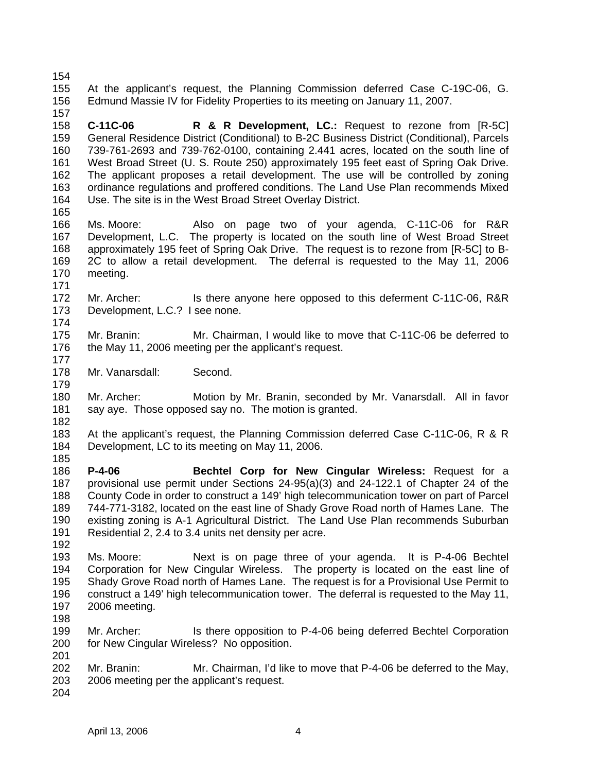At the applicant's request, the Planning Commission deferred Case C-19C-06, G. Edmund Massie IV for Fidelity Properties to its meeting on January 11, 2007.

**C-11C-06 R & R Development, LC.:** Request to rezone from [R-5C] General Residence District (Conditional) to B-2C Business District (Conditional), Parcels 739-761-2693 and 739-762-0100, containing 2.441 acres, located on the south line of West Broad Street (U. S. Route 250) approximately 195 feet east of Spring Oak Drive. The applicant proposes a retail development. The use will be controlled by zoning ordinance regulations and proffered conditions. The Land Use Plan recommends Mixed Use. The site is in the West Broad Street Overlay District.

Ms. Moore: Also on page two of your agenda, C-11C-06 for R&R Development, L.C. The property is located on the south line of West Broad Street approximately 195 feet of Spring Oak Drive. The request is to rezone from [R-5C] to B-2C to allow a retail development. The deferral is requested to the May 11, 2006 meeting.

Mr. Archer: Is there anyone here opposed to this deferment C-11C-06, R&R Development, L.C.? I see none.

Mr. Branin: Mr. Chairman, I would like to move that C-11C-06 be deferred to the May 11, 2006 meeting per the applicant's request.

Mr. Vanarsdall: Second.

Mr. Archer: Motion by Mr. Branin, seconded by Mr. Vanarsdall. All in favor say aye. Those opposed say no. The motion is granted.

At the applicant's request, the Planning Commission deferred Case C-11C-06, R & R Development, LC to its meeting on May 11, 2006.

**P-4-06 Bechtel Corp for New Cingular Wireless:** Request for a provisional use permit under Sections 24-95(a)(3) and 24-122.1 of Chapter 24 of the County Code in order to construct a 149' high telecommunication tower on part of Parcel 744-771-3182, located on the east line of Shady Grove Road north of Hames Lane. The existing zoning is A-1 Agricultural District. The Land Use Plan recommends Suburban Residential 2, 2.4 to 3.4 units net density per acre.

Ms. Moore: Next is on page three of your agenda. It is P-4-06 Bechtel Corporation for New Cingular Wireless. The property is located on the east line of Shady Grove Road north of Hames Lane. The request is for a Provisional Use Permit to construct a 149' high telecommunication tower. The deferral is requested to the May 11, 2006 meeting.

Mr. Archer: Is there opposition to P-4-06 being deferred Bechtel Corporation for New Cingular Wireless? No opposition.

Mr. Branin: Mr. Chairman, I'd like to move that P-4-06 be deferred to the May, 2006 meeting per the applicant's request.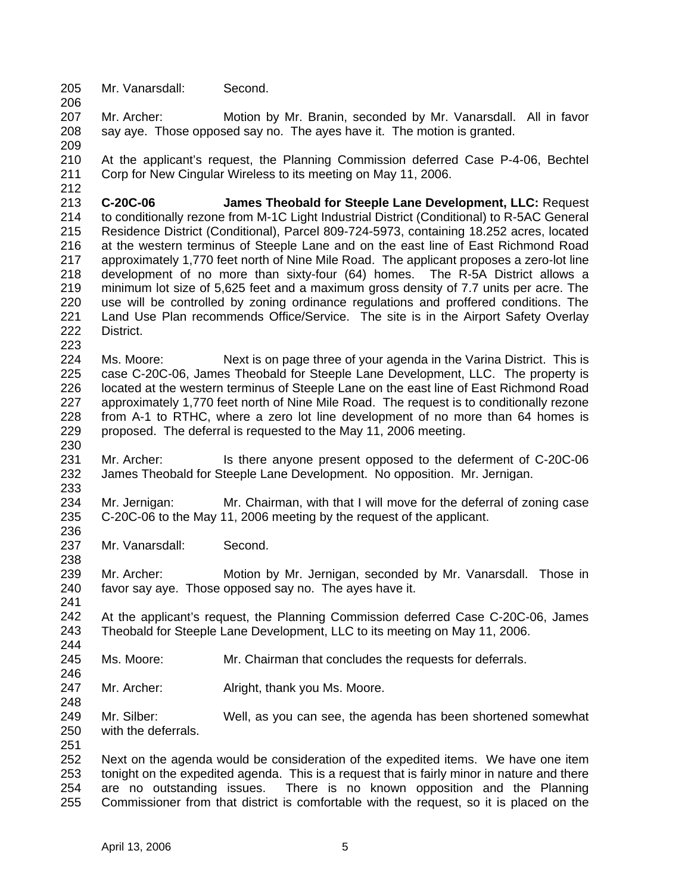Mr. Vanarsdall: Second.

Mr. Archer: Motion by Mr. Branin, seconded by Mr. Vanarsdall. All in favor say aye. Those opposed say no. The ayes have it. The motion is granted.

At the applicant's request, the Planning Commission deferred Case P-4-06, Bechtel Corp for New Cingular Wireless to its meeting on May 11, 2006.

**C-20C-06 James Theobald for Steeple Lane Development, LLC:** Request to conditionally rezone from M-1C Light Industrial District (Conditional) to R-5AC General Residence District (Conditional), Parcel 809-724-5973, containing 18.252 acres, located at the western terminus of Steeple Lane and on the east line of East Richmond Road approximately 1,770 feet north of Nine Mile Road. The applicant proposes a zero-lot line development of no more than sixty-four (64) homes. The R-5A District allows a minimum lot size of 5,625 feet and a maximum gross density of 7.7 units per acre. The use will be controlled by zoning ordinance regulations and proffered conditions. The Land Use Plan recommends Office/Service. The site is in the Airport Safety Overlay District.

Ms. Moore: Next is on page three of your agenda in the Varina District. This is case C-20C-06, James Theobald for Steeple Lane Development, LLC. The property is located at the western terminus of Steeple Lane on the east line of East Richmond Road approximately 1,770 feet north of Nine Mile Road. The request is to conditionally rezone from A-1 to RTHC, where a zero lot line development of no more than 64 homes is proposed. The deferral is requested to the May 11, 2006 meeting.

Mr. Archer: Is there anyone present opposed to the deferment of C-20C-06 James Theobald for Steeple Lane Development. No opposition. Mr. Jernigan.

Mr. Jernigan: Mr. Chairman, with that I will move for the deferral of zoning case C-20C-06 to the May 11, 2006 meeting by the request of the applicant.

Mr. Vanarsdall: Second.

Mr. Archer: Motion by Mr. Jernigan, seconded by Mr. Vanarsdall. Those in favor say aye. Those opposed say no. The ayes have it.

At the applicant's request, the Planning Commission deferred Case C-20C-06, James Theobald for Steeple Lane Development, LLC to its meeting on May 11, 2006.

Ms. Moore: Mr. Chairman that concludes the requests for deferrals.

Mr. Archer: Alright, thank you Ms. Moore.

Mr. Silber: Well, as you can see, the agenda has been shortened somewhat with the deferrals.

Next on the agenda would be consideration of the expedited items. We have one item tonight on the expedited agenda. This is a request that is fairly minor in nature and there are no outstanding issues. There is no known opposition and the Planning Commissioner from that district is comfortable with the request, so it is placed on the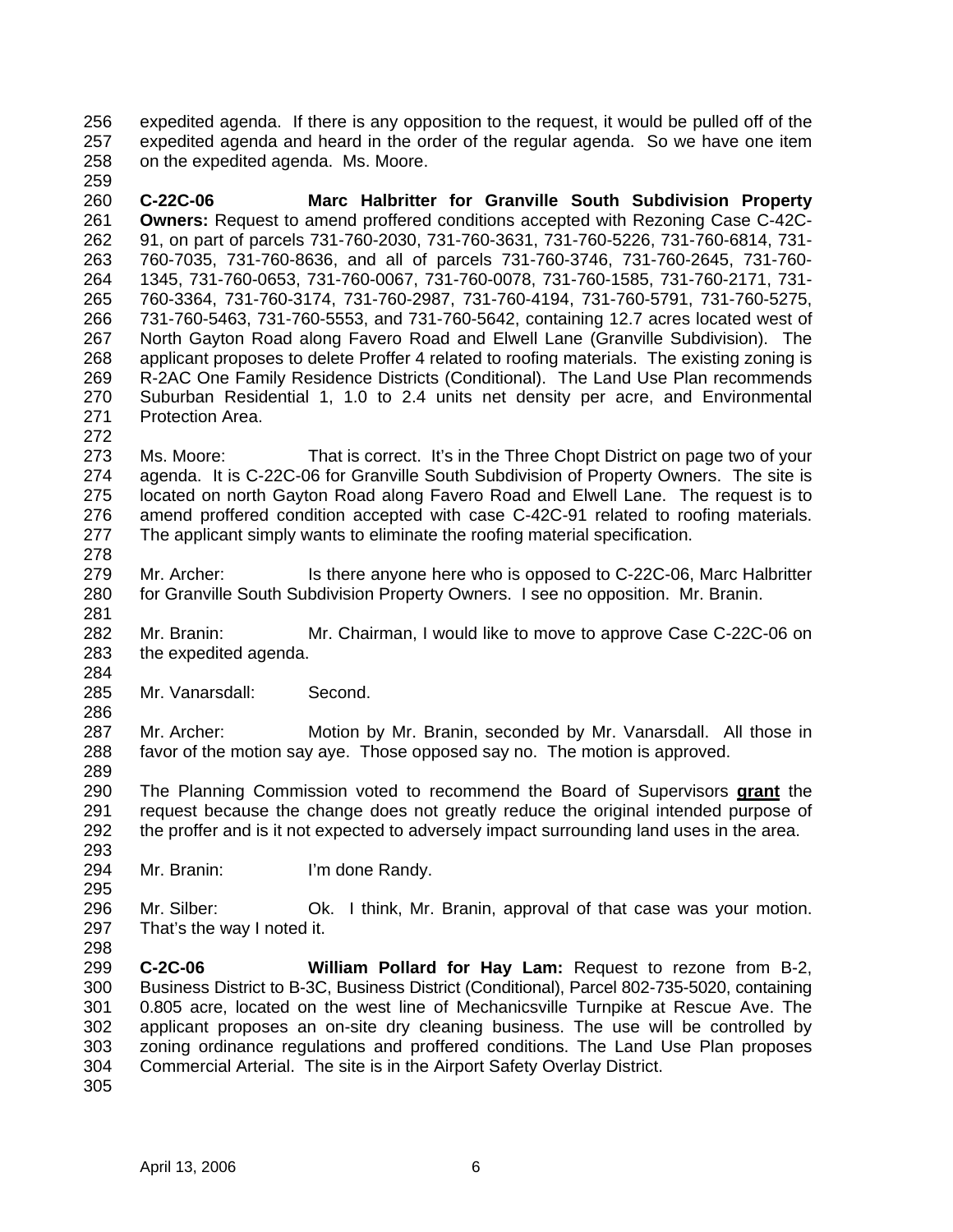expedited agenda. If there is any opposition to the request, it would be pulled off of the expedited agenda and heard in the order of the regular agenda. So we have one item on the expedited agenda. Ms. Moore.

**C-22C-06 Marc Halbritter for Granville South Subdivision Property Owners:** Request to amend proffered conditions accepted with Rezoning Case C-42C-91, on part of parcels 731-760-2030, 731-760-3631, 731-760-5226, 731-760-6814, 731-760-7035, 731-760-8636, and all of parcels 731-760-3746, 731-760-2645, 731-760-1345, 731-760-0653, 731-760-0067, 731-760-0078, 731-760-1585, 731-760-2171, 731-760-3364, 731-760-3174, 731-760-2987, 731-760-4194, 731-760-5791, 731-760-5275, 731-760-5463, 731-760-5553, and 731-760-5642, containing 12.7 acres located west of North Gayton Road along Favero Road and Elwell Lane (Granville Subdivision). The applicant proposes to delete Proffer 4 related to roofing materials. The existing zoning is R-2AC One Family Residence Districts (Conditional). The Land Use Plan recommends Suburban Residential 1, 1.0 to 2.4 units net density per acre, and Environmental Protection Area.

Ms. Moore: That is correct. It's in the Three Chopt District on page two of your agenda. It is C-22C-06 for Granville South Subdivision of Property Owners. The site is located on north Gayton Road along Favero Road and Elwell Lane. The request is to amend proffered condition accepted with case C-42C-91 related to roofing materials. The applicant simply wants to eliminate the roofing material specification.

Mr. Archer: Is there anyone here who is opposed to C-22C-06, Marc Halbritter for Granville South Subdivision Property Owners. I see no opposition. Mr. Branin.

Mr. Branin: Mr. Chairman, I would like to move to approve Case C-22C-06 on the expedited agenda.

Mr. Vanarsdall: Second.

Mr. Archer: Motion by Mr. Branin, seconded by Mr. Vanarsdall. All those in favor of the motion say aye. Those opposed say no. The motion is approved.

The Planning Commission voted to recommend the Board of Supervisors **grant** the request because the change does not greatly reduce the original intended purpose of the proffer and is it not expected to adversely impact surrounding land uses in the area.

Mr. Branin: I'm done Randy.

Mr. Silber: Ok. I think, Mr. Branin, approval of that case was your motion. That's the way I noted it.

**C-2C-06 William Pollard for Hay Lam:** Request to rezone from B-2, Business District to B-3C, Business District (Conditional), Parcel 802-735-5020, containing 0.805 acre, located on the west line of Mechanicsville Turnpike at Rescue Ave. The applicant proposes an on-site dry cleaning business. The use will be controlled by zoning ordinance regulations and proffered conditions. The Land Use Plan proposes Commercial Arterial. The site is in the Airport Safety Overlay District.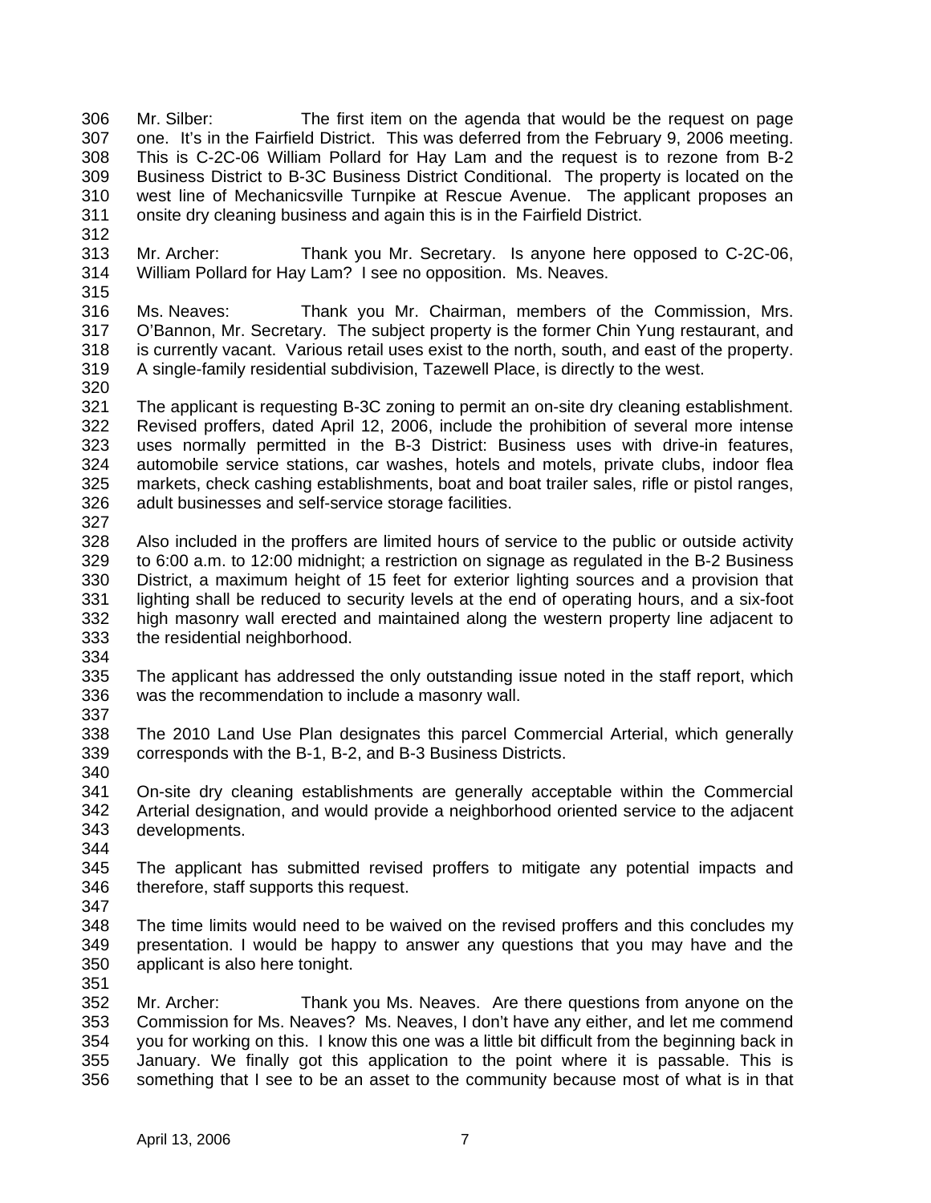Mr. Silber: The first item on the agenda that would be the request on page one. It's in the Fairfield District. This was deferred from the February 9, 2006 meeting. This is C-2C-06 William Pollard for Hay Lam and the request is to rezone from B-2 Business District to B-3C Business District Conditional. The property is located on the west line of Mechanicsville Turnpike at Rescue Avenue. The applicant proposes an onsite dry cleaning business and again this is in the Fairfield District.

Mr. Archer: Thank you Mr. Secretary. Is anyone here opposed to C-2C-06, William Pollard for Hay Lam? I see no opposition. Ms. Neaves.

Ms. Neaves: Thank you Mr. Chairman, members of the Commission, Mrs. O'Bannon, Mr. Secretary. The subject property is the former Chin Yung restaurant, and is currently vacant. Various retail uses exist to the north, south, and east of the property. A single-family residential subdivision, Tazewell Place, is directly to the west.

The applicant is requesting B-3C zoning to permit an on-site dry cleaning establishment. Revised proffers, dated April 12, 2006, include the prohibition of several more intense uses normally permitted in the B-3 District: Business uses with drive-in features, automobile service stations, car washes, hotels and motels, private clubs, indoor flea markets, check cashing establishments, boat and boat trailer sales, rifle or pistol ranges, adult businesses and self-service storage facilities.

Also included in the proffers are limited hours of service to the public or outside activity to 6:00 a.m. to 12:00 midnight; a restriction on signage as regulated in the B-2 Business District, a maximum height of 15 feet for exterior lighting sources and a provision that lighting shall be reduced to security levels at the end of operating hours, and a six-foot high masonry wall erected and maintained along the western property line adjacent to the residential neighborhood.

The applicant has addressed the only outstanding issue noted in the staff report, which was the recommendation to include a masonry wall.

The 2010 Land Use Plan designates this parcel Commercial Arterial, which generally corresponds with the B-1, B-2, and B-3 Business Districts.

On-site dry cleaning establishments are generally acceptable within the Commercial Arterial designation, and would provide a neighborhood oriented service to the adjacent developments.

The applicant has submitted revised proffers to mitigate any potential impacts and therefore, staff supports this request.

The time limits would need to be waived on the revised proffers and this concludes my presentation. I would be happy to answer any questions that you may have and the applicant is also here tonight.

Mr. Archer: Thank you Ms. Neaves. Are there questions from anyone on the Commission for Ms. Neaves? Ms. Neaves, I don't have any either, and let me commend you for working on this. I know this one was a little bit difficult from the beginning back in January. We finally got this application to the point where it is passable. This is something that I see to be an asset to the community because most of what is in that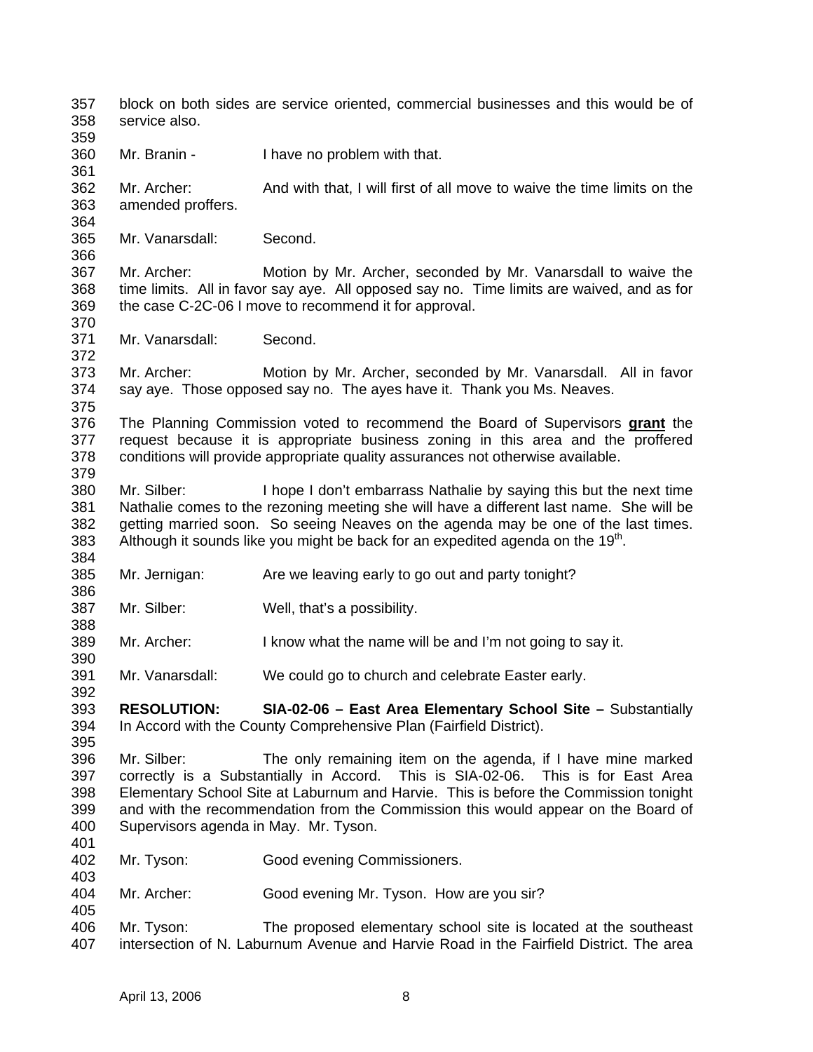block on both sides are service oriented, commercial businesses and this would be of service also.

Mr. Branin - I have no problem with that.

Mr. Archer: And with that, I will first of all move to waive the time limits on the amended proffers.

Mr. Vanarsdall: Second.

Mr. Archer: Motion by Mr. Archer, seconded by Mr. Vanarsdall to waive the time limits. All in favor say aye. All opposed say no. Time limits are waived, and as for the case C-2C-06 I move to recommend it for approval.

Mr. Vanarsdall: Second.

Mr. Archer: Motion by Mr. Archer, seconded by Mr. Vanarsdall. All in favor say aye. Those opposed say no. The ayes have it. Thank you Ms. Neaves.

The Planning Commission voted to recommend the Board of Supervisors **grant** the request because it is appropriate business zoning in this area and the proffered conditions will provide appropriate quality assurances not otherwise available.

Mr. Silber: I hope I don't embarrass Nathalie by saying this but the next time Nathalie comes to the rezoning meeting she will have a different last name. She will be getting married soon. So seeing Neaves on the agenda may be one of the last times. Although it sounds like you might be back for an expedited agenda on the 19th.

Mr. Jernigan: Are we leaving early to go out and party tonight?

Mr. Silber: Well, that's a possibility.

Mr. Archer: I know what the name will be and I'm not going to say it.

Mr. Vanarsdall: We could go to church and celebrate Easter early.

**RESOLUTION: SIA-02-06 – East Area Elementary School Site –** Substantially In Accord with the County Comprehensive Plan (Fairfield District).

Mr. Silber: The only remaining item on the agenda, if I have mine marked correctly is a Substantially in Accord. This is SIA-02-06. This is for East Area Elementary School Site at Laburnum and Harvie. This is before the Commission tonight and with the recommendation from the Commission this would appear on the Board of Supervisors agenda in May. Mr. Tyson.

Mr. Tyson: Good evening Commissioners.

Mr. Archer: Good evening Mr. Tyson. How are you sir?

Mr. Tyson: The proposed elementary school site is located at the southeast intersection of N. Laburnum Avenue and Harvie Road in the Fairfield District. The area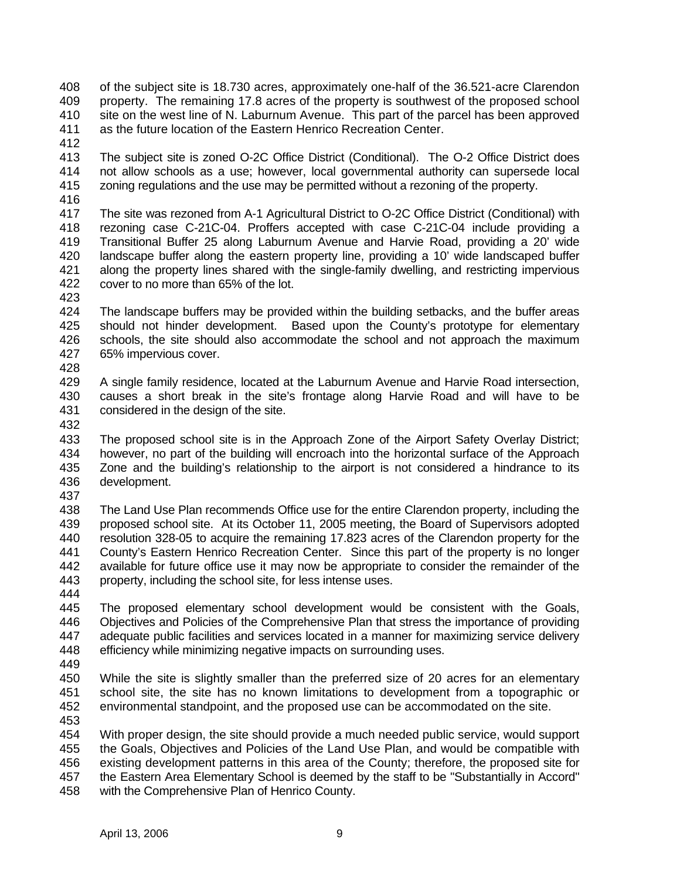of the subject site is 18.730 acres, approximately one-half of the 36.521-acre Clarendon property. The remaining 17.8 acres of the property is southwest of the proposed school site on the west line of N. Laburnum Avenue. This part of the parcel has been approved as the future location of the Eastern Henrico Recreation Center.

The subject site is zoned O-2C Office District (Conditional). The O-2 Office District does not allow schools as a use; however, local governmental authority can supersede local zoning regulations and the use may be permitted without a rezoning of the property.

The site was rezoned from A-1 Agricultural District to O-2C Office District (Conditional) with rezoning case C-21C-04. Proffers accepted with case C-21C-04 include providing a Transitional Buffer 25 along Laburnum Avenue and Harvie Road, providing a 20' wide landscape buffer along the eastern property line, providing a 10' wide landscaped buffer along the property lines shared with the single-family dwelling, and restricting impervious cover to no more than 65% of the lot.

The landscape buffers may be provided within the building setbacks, and the buffer areas should not hinder development. Based upon the County's prototype for elementary schools, the site should also accommodate the school and not approach the maximum 65% impervious cover.

A single family residence, located at the Laburnum Avenue and Harvie Road intersection, causes a short break in the site's frontage along Harvie Road and will have to be considered in the design of the site.

The proposed school site is in the Approach Zone of the Airport Safety Overlay District; however, no part of the building will encroach into the horizontal surface of the Approach Zone and the building's relationship to the airport is not considered a hindrance to its development.

The Land Use Plan recommends Office use for the entire Clarendon property, including the proposed school site. At its October 11, 2005 meeting, the Board of Supervisors adopted resolution 328-05 to acquire the remaining 17.823 acres of the Clarendon property for the County's Eastern Henrico Recreation Center. Since this part of the property is no longer available for future office use it may now be appropriate to consider the remainder of the property, including the school site, for less intense uses.

The proposed elementary school development would be consistent with the Goals, Objectives and Policies of the Comprehensive Plan that stress the importance of providing adequate public facilities and services located in a manner for maximizing service delivery efficiency while minimizing negative impacts on surrounding uses.

While the site is slightly smaller than the preferred size of 20 acres for an elementary school site, the site has no known limitations to development from a topographic or environmental standpoint, and the proposed use can be accommodated on the site.

With proper design, the site should provide a much needed public service, would support the Goals, Objectives and Policies of the Land Use Plan, and would be compatible with existing development patterns in this area of the County; therefore, the proposed site for the Eastern Area Elementary School is deemed by the staff to be "Substantially in Accord" with the Comprehensive Plan of Henrico County.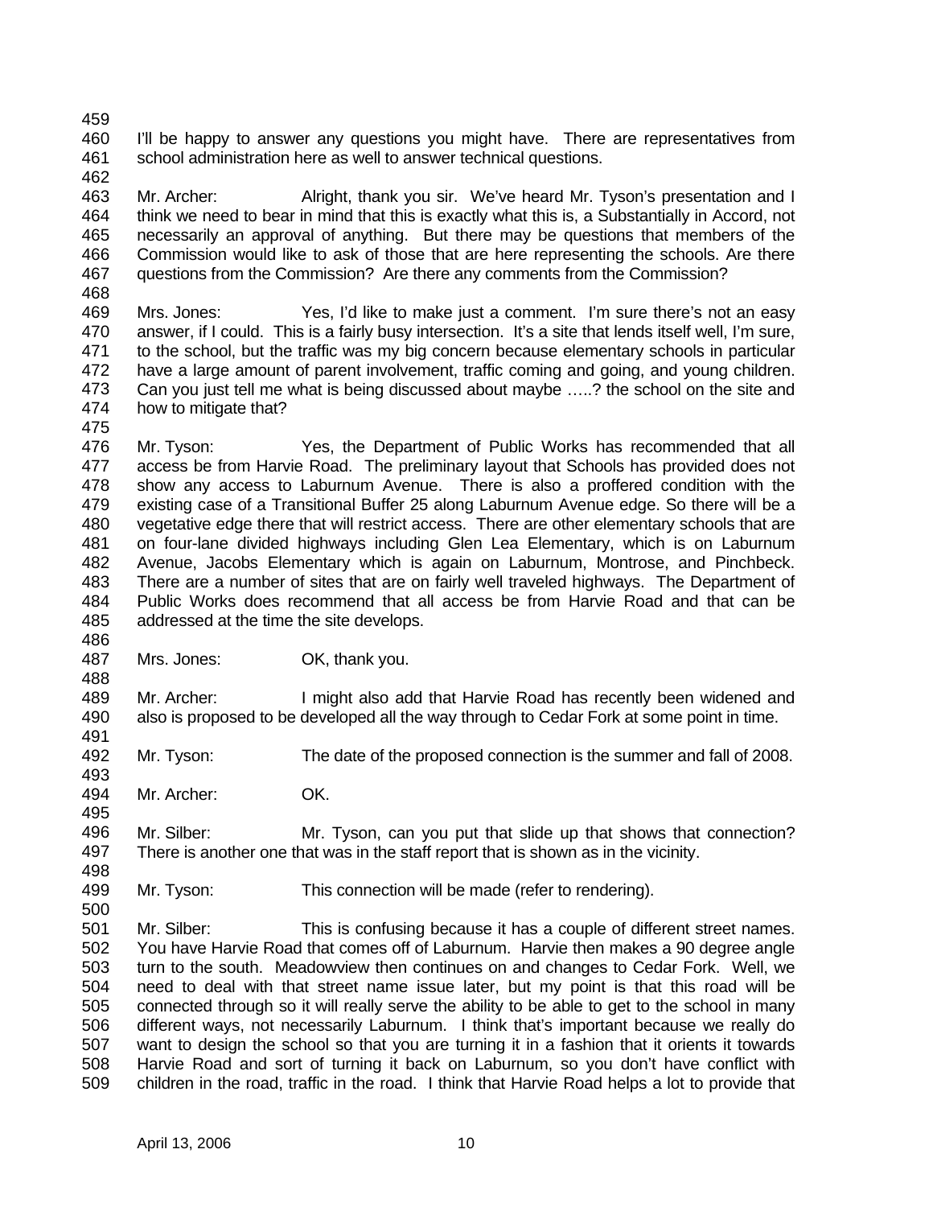I'll be happy to answer any questions you might have. There are representatives from school administration here as well to answer technical questions.

Mr. Archer: Alright, thank you sir. We've heard Mr. Tyson's presentation and I think we need to bear in mind that this is exactly what this is, a Substantially in Accord, not necessarily an approval of anything. But there may be questions that members of the Commission would like to ask of those that are here representing the schools. Are there questions from the Commission? Are there any comments from the Commission?

Mrs. Jones: Yes, I'd like to make just a comment. I'm sure there's not an easy answer, if I could. This is a fairly busy intersection. It's a site that lends itself well, I'm sure, to the school, but the traffic was my big concern because elementary schools in particular have a large amount of parent involvement, traffic coming and going, and young children. Can you just tell me what is being discussed about maybe …..? the school on the site and how to mitigate that?

Mr. Tyson: Yes, the Department of Public Works has recommended that all access be from Harvie Road. The preliminary layout that Schools has provided does not show any access to Laburnum Avenue. There is also a proffered condition with the existing case of a Transitional Buffer 25 along Laburnum Avenue edge. So there will be a vegetative edge there that will restrict access. There are other elementary schools that are on four-lane divided highways including Glen Lea Elementary, which is on Laburnum Avenue, Jacobs Elementary which is again on Laburnum, Montrose, and Pinchbeck. There are a number of sites that are on fairly well traveled highways. The Department of Public Works does recommend that all access be from Harvie Road and that can be addressed at the time the site develops.

Mrs. Jones: OK, thank you.

Mr. Archer: I might also add that Harvie Road has recently been widened and also is proposed to be developed all the way through to Cedar Fork at some point in time.

Mr. Tyson: The date of the proposed connection is the summer and fall of 2008.

Mr. Archer: OK.

Mr. Silber: Mr. Tyson, can you put that slide up that shows that connection? There is another one that was in the staff report that is shown as in the vicinity.

Mr. Tyson: This connection will be made (refer to rendering).

Mr. Silber: This is confusing because it has a couple of different street names. You have Harvie Road that comes off of Laburnum. Harvie then makes a 90 degree angle turn to the south. Meadowview then continues on and changes to Cedar Fork. Well, we need to deal with that street name issue later, but my point is that this road will be connected through so it will really serve the ability to be able to get to the school in many different ways, not necessarily Laburnum. I think that's important because we really do want to design the school so that you are turning it in a fashion that it orients it towards Harvie Road and sort of turning it back on Laburnum, so you don't have conflict with children in the road, traffic in the road. I think that Harvie Road helps a lot to provide that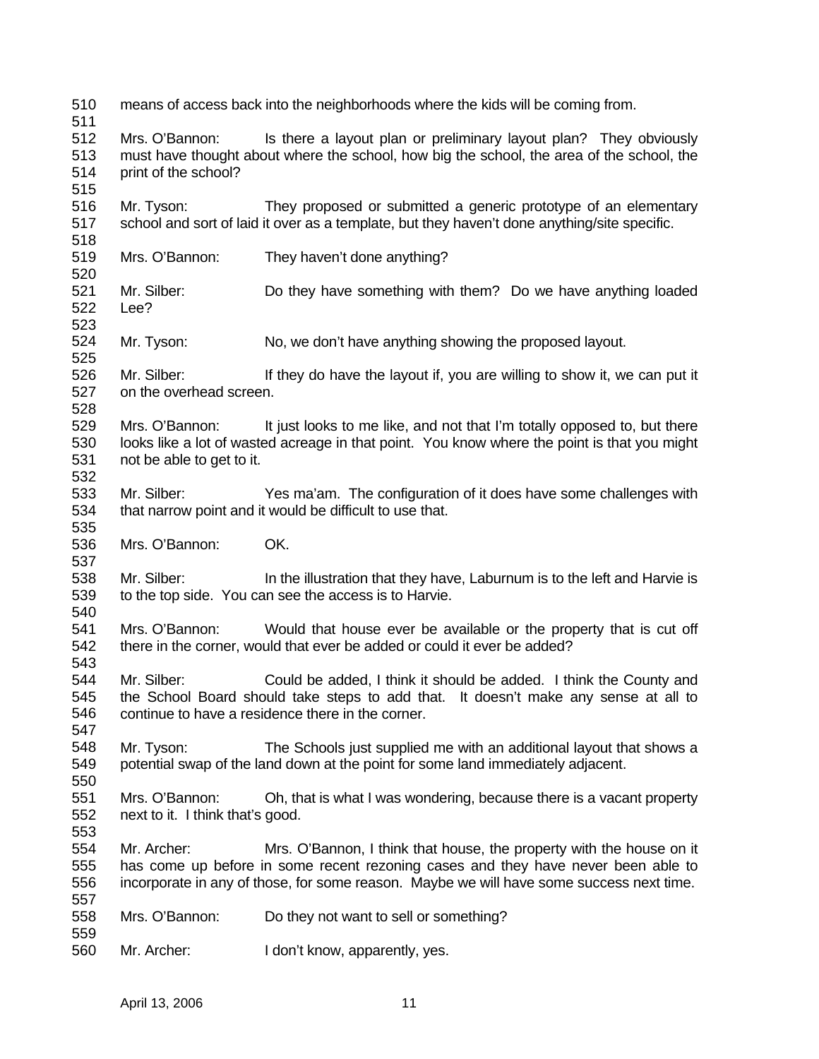means of access back into the neighborhoods where the kids will be coming from.

Mrs. O'Bannon: Is there a layout plan or preliminary layout plan? They obviously must have thought about where the school, how big the school, the area of the school, the print of the school?

Mr. Tyson: They proposed or submitted a generic prototype of an elementary school and sort of laid it over as a template, but they haven't done anything/site specific.

Mrs. O'Bannon: They haven't done anything?

Mr. Silber: Do they have something with them? Do we have anything loaded Lee?

Mr. Tyson: No, we don't have anything showing the proposed layout.

Mr. Silber: If they do have the layout if, you are willing to show it, we can put it on the overhead screen.

Mrs. O'Bannon: It just looks to me like, and not that I'm totally opposed to, but there looks like a lot of wasted acreage in that point. You know where the point is that you might not be able to get to it.

Mr. Silber: Yes ma'am. The configuration of it does have some challenges with that narrow point and it would be difficult to use that.

Mrs. O'Bannon: OK.

Mr. Silber: In the illustration that they have, Laburnum is to the left and Harvie is to the top side. You can see the access is to Harvie.

Mrs. O'Bannon: Would that house ever be available or the property that is cut off there in the corner, would that ever be added or could it ever be added?

Mr. Silber: Could be added, I think it should be added. I think the County and the School Board should take steps to add that. It doesn't make any sense at all to continue to have a residence there in the corner.

Mr. Tyson: The Schools just supplied me with an additional layout that shows a potential swap of the land down at the point for some land immediately adjacent.

Mrs. O'Bannon: Oh, that is what I was wondering, because there is a vacant property next to it. I think that's good.

Mr. Archer: Mrs. O'Bannon, I think that house, the property with the house on it has come up before in some recent rezoning cases and they have never been able to incorporate in any of those, for some reason. Maybe we will have some success next time.

Mrs. O'Bannon: Do they not want to sell or something?

Mr. Archer: I don't know, apparently, yes.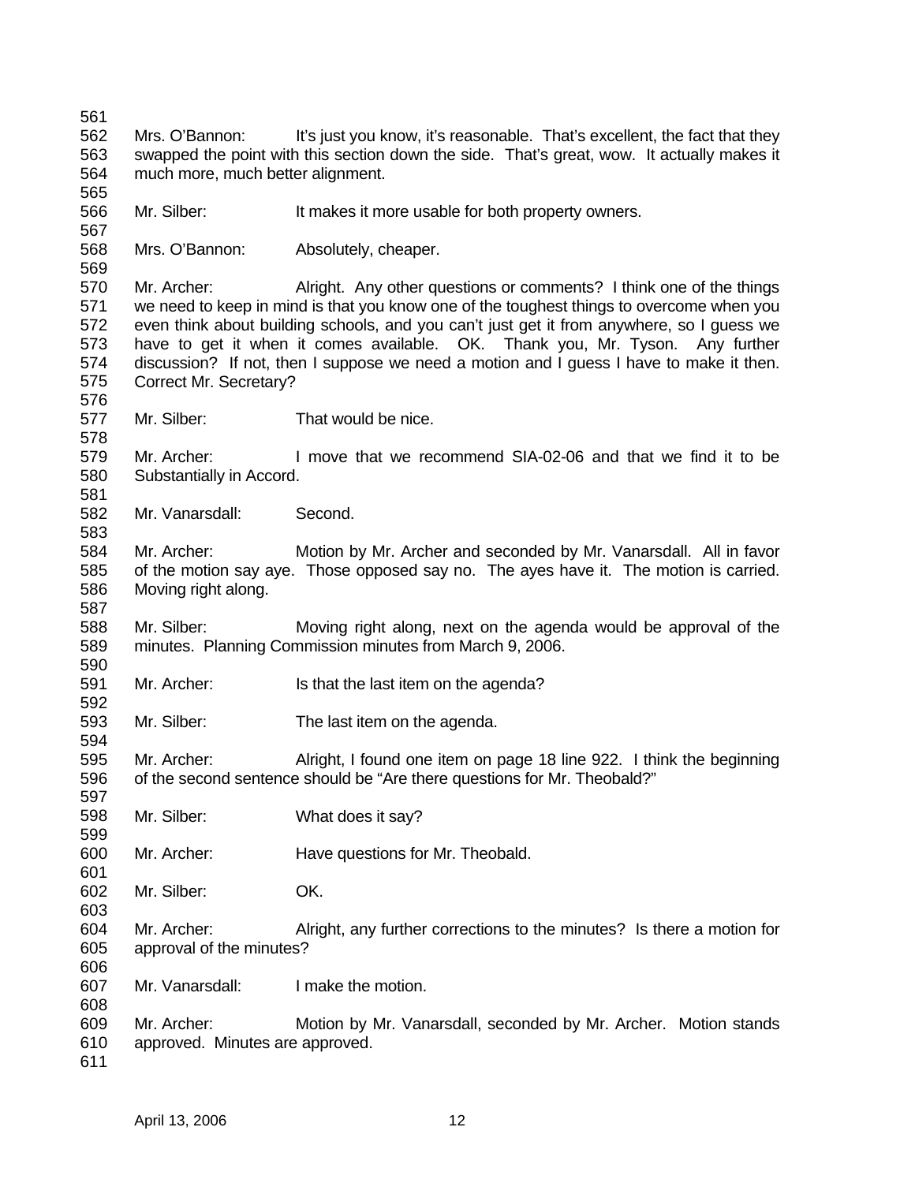Mrs. O'Bannon: It's just you know, it's reasonable. That's excellent, the fact that they swapped the point with this section down the side. That's great, wow. It actually makes it much more, much better alignment.

Mr. Silber: It makes it more usable for both property owners.

Mrs. O'Bannon: Absolutely, cheaper.

Mr. Archer: Alright. Any other questions or comments? I think one of the things we need to keep in mind is that you know one of the toughest things to overcome when you even think about building schools, and you can't just get it from anywhere, so I guess we have to get it when it comes available. OK. Thank you, Mr. Tyson. Any further discussion? If not, then I suppose we need a motion and I guess I have to make it then. Correct Mr. Secretary?

Mr. Silber: That would be nice.

Mr. Archer: I move that we recommend SIA-02-06 and that we find it to be Substantially in Accord.

Mr. Vanarsdall: Second.

Mr. Archer: Motion by Mr. Archer and seconded by Mr. Vanarsdall. All in favor of the motion say aye. Those opposed say no. The ayes have it. The motion is carried. Moving right along.

Mr. Silber: Moving right along, next on the agenda would be approval of the minutes. Planning Commission minutes from March 9, 2006.

Mr. Archer: Is that the last item on the agenda?

Mr. Silber: The last item on the agenda.

Mr. Archer: Alright, I found one item on page 18 line 922. I think the beginning of the second sentence should be "Are there questions for Mr. Theobald?"

Mr. Silber: What does it say?

Mr. Archer: Have questions for Mr. Theobald.

Mr. Silber: OK.

Mr. Archer: Alright, any further corrections to the minutes? Is there a motion for approval of the minutes?

Mr. Vanarsdall: I make the motion.

Mr. Archer: Motion by Mr. Vanarsdall, seconded by Mr. Archer. Motion stands approved. Minutes are approved.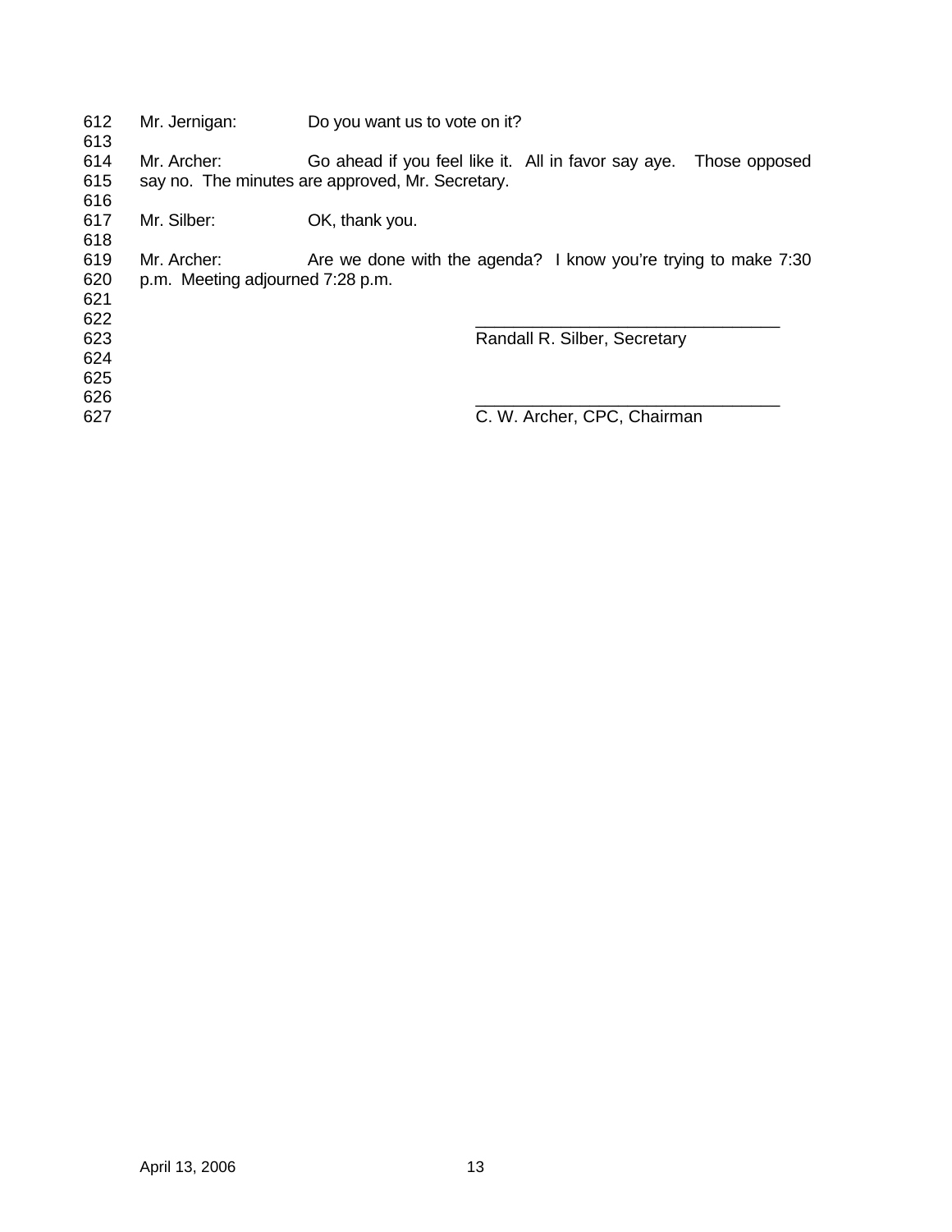612 Mr. Jernigan: Do you want us to vote on it?

613

614 Mr. Archer: Go ahead if you feel like it. All in favor say aye. Those opposed
615 say no. The minutes are approved, Mr. Secretary.

616

617 Mr. Silber: OK, thank you.

618

619 Mr. Archer: Are we done with the agenda? I know you're trying to make 7:30
620 p.m. Meeting adjourned 7:28 p.m.

621

622 ________________________________

623 Randall R. Silber, Secretary

624

625

626 ________________________________

627 C. W. Archer, CPC, Chairman